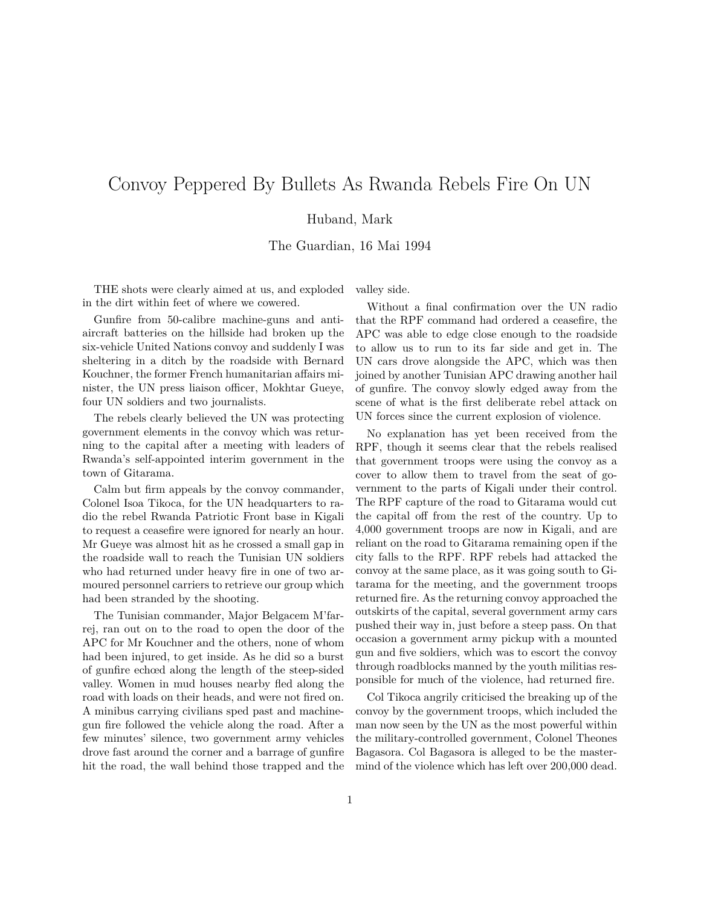# Convoy Peppered By Bullets As Rwanda Rebels Fire On UN

Huband, Mark

The Guardian, 16 Mai 1994

THE shots were clearly aimed at us, and exploded in the dirt within feet of where we cowered.

Gunfire from 50-calibre machine-guns and anti-aircraft batteries on the hillside had broken up the six-vehicle United Nations convoy and suddenly I was sheltering in a ditch by the roadside with Bernard Kouchner, the former French humanitarian affairs minister, the UN press liaison officer, Mokhtar Gueye, four UN soldiers and two journalists.

The rebels clearly believed the UN was protecting government elements in the convoy which was returning to the capital after a meeting with leaders of Rwanda's self-appointed interim government in the town of Gitarama.

Calm but firm appeals by the convoy commander, Colonel Isoa Tikoca, for the UN headquarters to radio the rebel Rwanda Patriotic Front base in Kigali to request a ceasefire were ignored for nearly an hour. Mr Gueye was almost hit as he crossed a small gap in the roadside wall to reach the Tunisian UN soldiers who had returned under heavy fire in one of two armoured personnel carriers to retrieve our group which had been stranded by the shooting.

The Tunisian commander, Major Belgacem M'farrej, ran out on to the road to open the door of the APC for Mr Kouchner and the others, none of whom had been injured, to get inside. As he did so a burst of gunfire echœd along the length of the steep-sided valley. Women in mud houses nearby fled along the road with loads on their heads, and were not fired on. A minibus carrying civilians sped past and machine-gun fire followed the vehicle along the road. After a few minutes' silence, two government army vehicles drove fast around the corner and a barrage of gunfire hit the road, the wall behind those trapped and the valley side.

Without a final confirmation over the UN radio that the RPF command had ordered a ceasefire, the APC was able to edge close enough to the roadside to allow us to run to its far side and get in. The UN cars drove alongside the APC, which was then joined by another Tunisian APC drawing another hail of gunfire. The convoy slowly edged away from the scene of what is the first deliberate rebel attack on UN forces since the current explosion of violence.

No explanation has yet been received from the RPF, though it seems clear that the rebels realised that government troops were using the convoy as a cover to allow them to travel from the seat of government to the parts of Kigali under their control. The RPF capture of the road to Gitarama would cut the capital off from the rest of the country. Up to 4,000 government troops are now in Kigali, and are reliant on the road to Gitarama remaining open if the city falls to the RPF. RPF rebels had attacked the convoy at the same place, as it was going south to Gitarama for the meeting, and the government troops returned fire. As the returning convoy approached the outskirts of the capital, several government army cars pushed their way in, just before a steep pass. On that occasion a government army pickup with a mounted gun and five soldiers, which was to escort the convoy through roadblocks manned by the youth militias responsible for much of the violence, had returned fire.

Col Tikoca angrily criticised the breaking up of the convoy by the government troops, which included the man now seen by the UN as the most powerful within the military-controlled government, Colonel Theones Bagasora. Col Bagasora is alleged to be the mastermind of the violence which has left over 200,000 dead.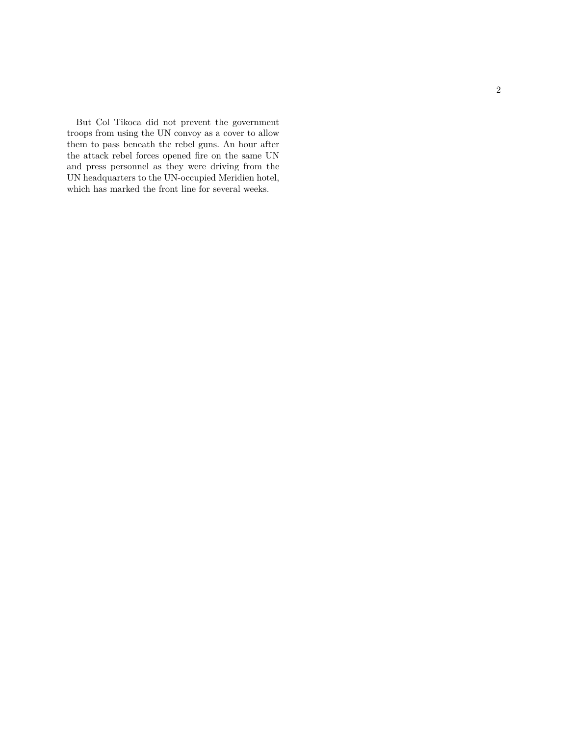But Col Tikoca did not prevent the government troops from using the UN convoy as a cover to allow them to pass beneath the rebel guns. An hour after the attack rebel forces opened fire on the same UN and press personnel as they were driving from the UN headquarters to the UN-occupied Meridien hotel, which has marked the front line for several weeks.